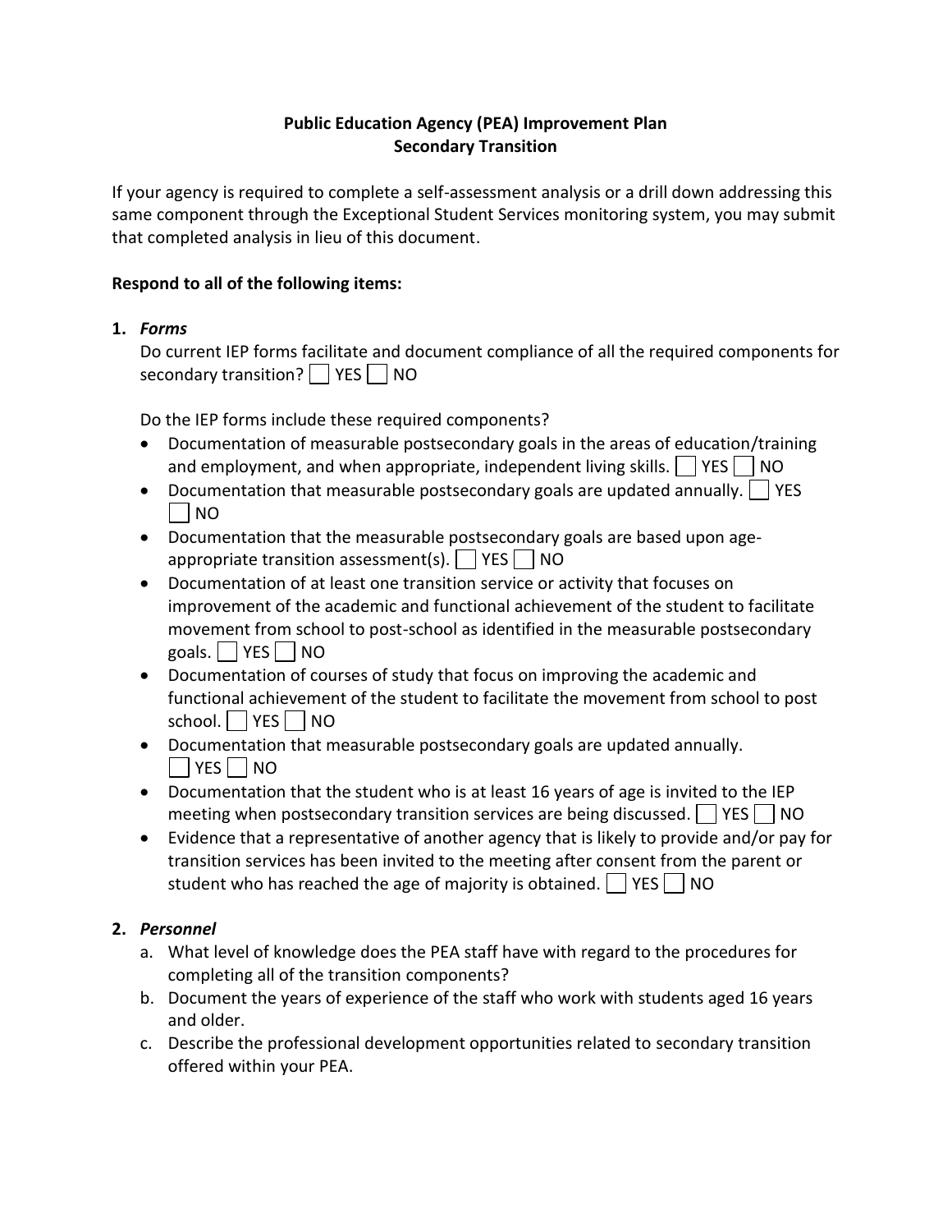**Public Education Agency (PEA) Improvement Plan**
**Secondary Transition**

If your agency is required to complete a self-assessment analysis or a drill down addressing this same component through the Exceptional Student Services monitoring system, you may submit that completed analysis in lieu of this document.

**Respond to all of the following items:**

1. ***Forms***

   Do current IEP forms facilitate and document compliance of all the required components for secondary transition? ☐ YES ☐ NO

   Do the IEP forms include these required components?

   - Documentation of measurable postsecondary goals in the areas of education/training and employment, and when appropriate, independent living skills. ☐ YES ☐ NO
   - Documentation that measurable postsecondary goals are updated annually. ☐ YES ☐ NO
   - Documentation that the measurable postsecondary goals are based upon age-appropriate transition assessment(s). ☐ YES ☐ NO
   - Documentation of at least one transition service or activity that focuses on improvement of the academic and functional achievement of the student to facilitate movement from school to post-school as identified in the measurable postsecondary goals. ☐ YES ☐ NO
   - Documentation of courses of study that focus on improving the academic and functional achievement of the student to facilitate the movement from school to post school. ☐ YES ☐ NO
   - Documentation that measurable postsecondary goals are updated annually. ☐ YES ☐ NO
   - Documentation that the student who is at least 16 years of age is invited to the IEP meeting when postsecondary transition services are being discussed. ☐ YES ☐ NO
   - Evidence that a representative of another agency that is likely to provide and/or pay for transition services has been invited to the meeting after consent from the parent or student who has reached the age of majority is obtained. ☐ YES ☐ NO

2. ***Personnel***

   a. What level of knowledge does the PEA staff have with regard to the procedures for completing all of the transition components?

   b. Document the years of experience of the staff who work with students aged 16 years and older.

   c. Describe the professional development opportunities related to secondary transition offered within your PEA.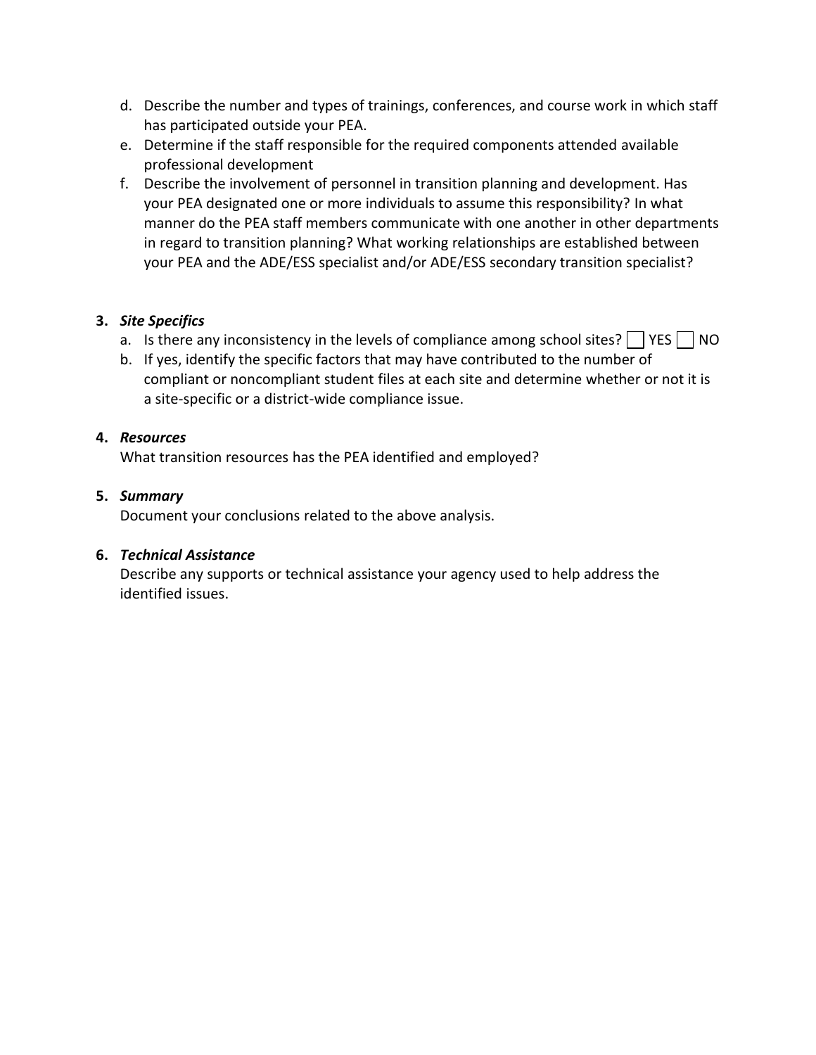d. Describe the number and types of trainings, conferences, and course work in which staff has participated outside your PEA.

e. Determine if the staff responsible for the required components attended available professional development

f. Describe the involvement of personnel in transition planning and development. Has your PEA designated one or more individuals to assume this responsibility? In what manner do the PEA staff members communicate with one another in other departments in regard to transition planning? What working relationships are established between your PEA and the ADE/ESS specialist and/or ADE/ESS secondary transition specialist?

**3. *Site Specifics***

a. Is there any inconsistency in the levels of compliance among school sites? ☐ YES ☐ NO

b. If yes, identify the specific factors that may have contributed to the number of compliant or noncompliant student files at each site and determine whether or not it is a site-specific or a district-wide compliance issue.

**4. *Resources***

What transition resources has the PEA identified and employed?

**5. *Summary***

Document your conclusions related to the above analysis.

**6. *Technical Assistance***

Describe any supports or technical assistance your agency used to help address the identified issues.